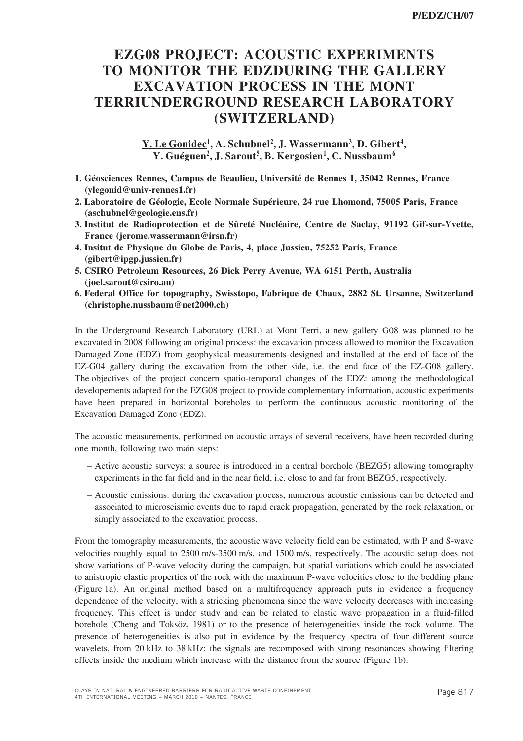# EZG08 PROJECT: ACOUSTIC EXPERIMENTS TO MONITOR THE EDZDURING THE GALLERY EXCAVATION PROCESS IN THE MONT TERRIUNDERGROUND RESEARCH LABORATORY (SWITZERLAND)

**Y. Le Gonidec[1], A. Schubnel[2], J. Wassermann[3], D. Gibert[4], Y. Guéguen[2], J. Sarout[5], B. Kergosien[1], C. Nussbaum[6]**

1. **Géosciences Rennes, Campus de Beaulieu, Université de Rennes 1, 35042 Rennes, France (ylegonid@univ-rennes1.fr)**
2. **Laboratoire de Géologie, Ecole Normale Supérieure, 24 rue Lhomond, 75005 Paris, France (aschubnel@geologie.ens.fr)**
3. **Institut de Radioprotection et de Sûreté Nucléaire, Centre de Saclay, 91192 Gif-sur-Yvette, France (jerome.wassermann@irsn.fr)**
4. **Insitut de Physique du Globe de Paris, 4, place Jussieu, 75252 Paris, France (gibert@ipgp.jussieu.fr)**
5. **CSIRO Petroleum Resources, 26 Dick Perry Avenue, WA 6151 Perth, Australia (joel.sarout@csiro.au)**
6. **Federal Office for topography, Swisstopo, Fabrique de Chaux, 2882 St. Ursanne, Switzerland (christophe.nussbaum@net2000.ch)**

In the Underground Research Laboratory (URL) at Mont Terri, a new gallery G08 was planned to be excavated in 2008 following an original process: the excavation process allowed to monitor the Excavation Damaged Zone (EDZ) from geophysical measurements designed and installed at the end of face of the EZ-G04 gallery during the excavation from the other side, i.e. the end face of the EZ-G08 gallery. The objectives of the project concern spatio-temporal changes of the EDZ: among the methodological developements adapted for the EZG08 project to provide complementary information, acoustic experiments have been prepared in horizontal boreholes to perform the continuous acoustic monitoring of the Excavation Damaged Zone (EDZ).

The acoustic measurements, performed on acoustic arrays of several receivers, have been recorded during one month, following two main steps:

- Active acoustic surveys: a source is introduced in a central borehole (BEZG5) allowing tomography experiments in the far field and in the near field, i.e. close to and far from BEZG5, respectively.
- Acoustic emissions: during the excavation process, numerous acoustic emissions can be detected and associated to microseismic events due to rapid crack propagation, generated by the rock relaxation, or simply associated to the excavation process.

From the tomography measurements, the acoustic wave velocity field can be estimated, with P and S-wave velocities roughly equal to 2500 m/s-3500 m/s, and 1500 m/s, respectively. The acoustic setup does not show variations of P-wave velocity during the campaign, but spatial variations which could be associated to anistropic elastic properties of the rock with the maximum P-wave velocities close to the bedding plane (Figure 1a). An original method based on a multifrequency approach puts in evidence a frequency dependence of the velocity, with a stricking phenomena since the wave velocity decreases with increasing frequency. This effect is under study and can be related to elastic wave propagation in a fluid-filled borehole (Cheng and Toksöz, 1981) or to the presence of heterogeneities inside the rock volume. The presence of heterogeneities is also put in evidence by the frequency spectra of four different source wavelets, from 20 kHz to 38 kHz: the signals are recomposed with strong resonances showing filtering effects inside the medium which increase with the distance from the source (Figure 1b).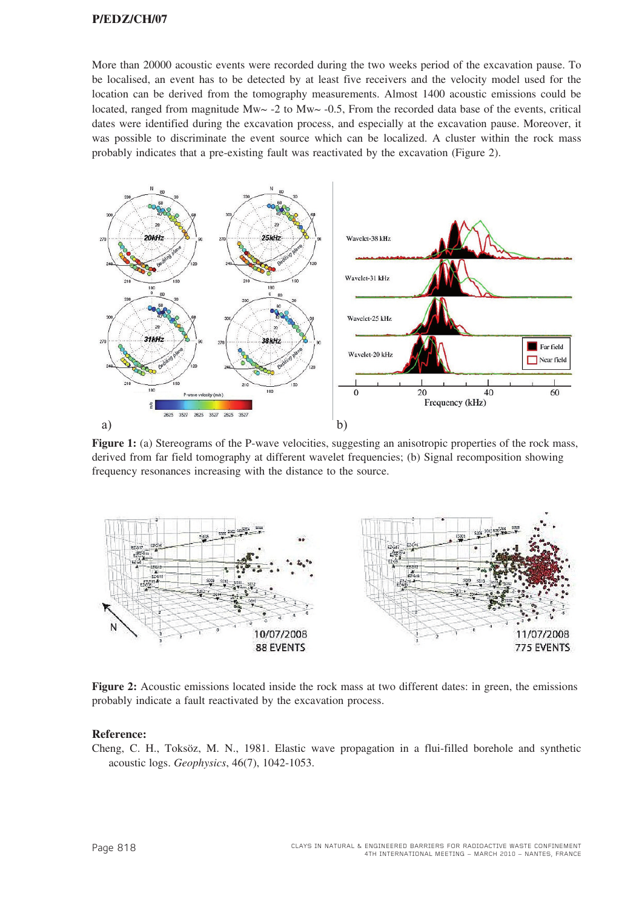More than 20000 acoustic events were recorded during the two weeks period of the excavation pause. To be localised, an event has to be detected by at least five receivers and the velocity model used for the location can be derived from the tomography measurements. Almost 1400 acoustic emissions could be located, ranged from magnitude Mw~ -2 to Mw~ -0.5, From the recorded data base of the events, critical dates were identified during the excavation process, and especially at the excavation pause. Moreover, it was possible to discriminate the event source which can be localized. A cluster within the rock mass probably indicates that a pre-existing fault was reactivated by the excavation (Figure 2).

**Figure 1:** (a) Stereograms of the P-wave velocities, suggesting an anisotropic properties of the rock mass, derived from far field tomography at different wavelet frequencies; (b) Signal recomposition showing frequency resonances increasing with the distance to the source.

**Figure 2:** Acoustic emissions located inside the rock mass at two different dates: in green, the emissions probably indicate a fault reactivated by the excavation process.

**Reference:**

Cheng, C. H., Toksöz, M. N., 1981. Elastic wave propagation in a flui-filled borehole and synthetic acoustic logs. *Geophysics*, 46(7), 1042-1053.